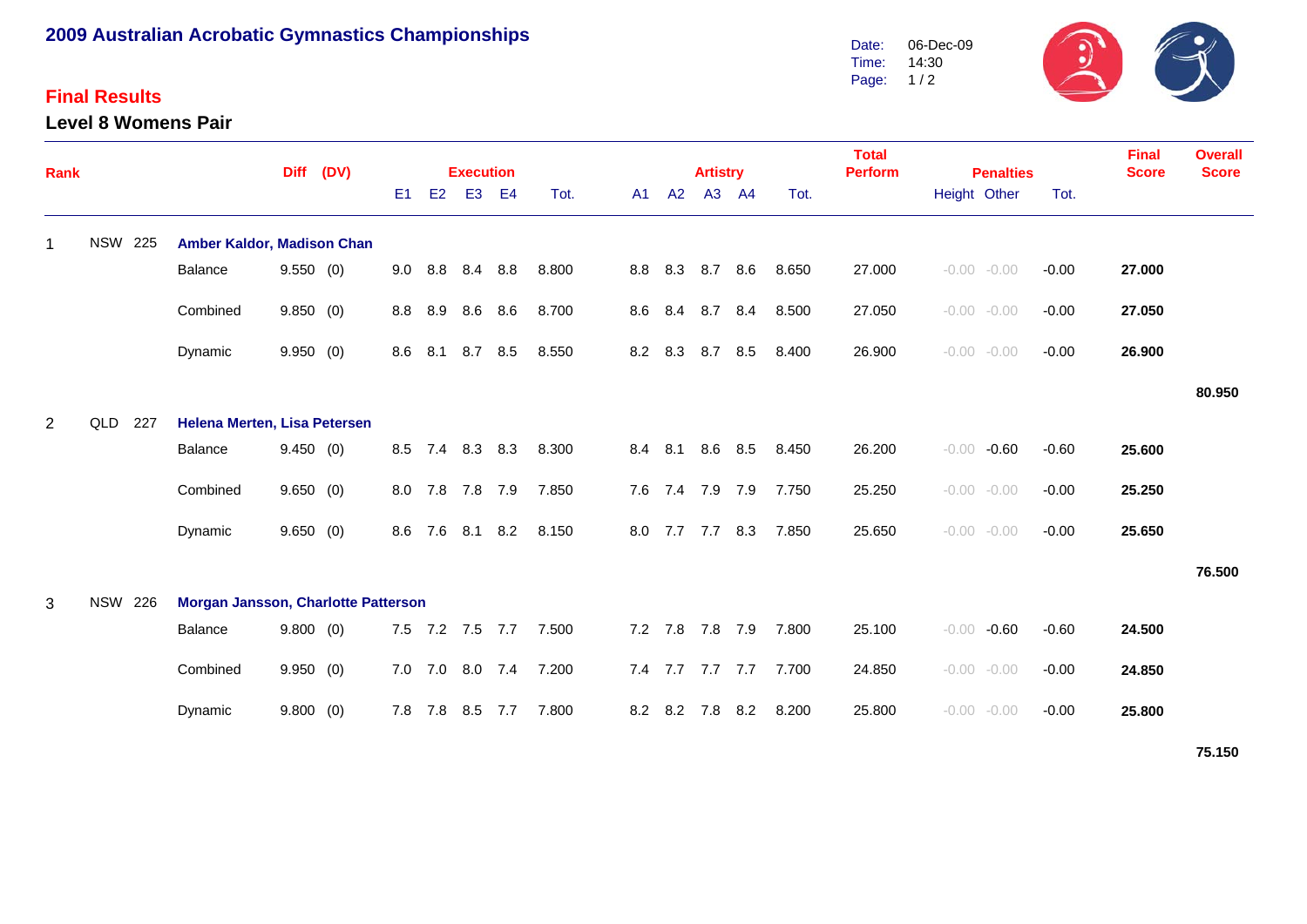# 2009 Australian Acrobatic Gymnastics Championships

Date: 06-Dec-09
Time: 14:30

## Final Results

### Level 8 Womens Pair

| Rank | | | | Diff | (DV) | Execution E1 | E2 | E3 | E4 | Tot. | Artistry A1 | A2 | A3 | A4 | Tot. | Total Perform | Penalties Height | Other | Tot. | Final Score | Overall Score |
|---|---|---|---|---|---|---|---|---|---|---|---|---|---|---|---|---|---|---|---|---|---|
| 1 | NSW | 225 | **Amber Kaldor, Madison Chan** | | | | | | | | | | | | | | | | | | |
| | | | Balance | 9.550 | (0) | 9.0 | 8.8 | 8.4 | 8.8 | 8.800 | 8.8 | 8.3 | 8.7 | 8.6 | 8.650 | 27.000 | -0.00 | -0.00 | -0.00 | **27.000** | |
| | | | Combined | 9.850 | (0) | 8.8 | 8.9 | 8.6 | 8.6 | 8.700 | 8.6 | 8.4 | 8.7 | 8.4 | 8.500 | 27.050 | -0.00 | -0.00 | -0.00 | **27.050** | |
| | | | Dynamic | 9.950 | (0) | 8.6 | 8.1 | 8.7 | 8.5 | 8.550 | 8.2 | 8.3 | 8.7 | 8.5 | 8.400 | 26.900 | -0.00 | -0.00 | -0.00 | **26.900** | |
| | | | | | | | | | | | | | | | | | | | | | **80.950** |
| 2 | QLD | 227 | **Helena Merten, Lisa Petersen** | | | | | | | | | | | | | | | | | | |
| | | | Balance | 9.450 | (0) | 8.5 | 7.4 | 8.3 | 8.3 | 8.300 | 8.4 | 8.1 | 8.6 | 8.5 | 8.450 | 26.200 | -0.00 | -0.60 | -0.60 | **25.600** | |
| | | | Combined | 9.650 | (0) | 8.0 | 7.8 | 7.8 | 7.9 | 7.850 | 7.6 | 7.4 | 7.9 | 7.9 | 7.750 | 25.250 | -0.00 | -0.00 | -0.00 | **25.250** | |
| | | | Dynamic | 9.650 | (0) | 8.6 | 7.6 | 8.1 | 8.2 | 8.150 | 8.0 | 7.7 | 7.7 | 8.3 | 7.850 | 25.650 | -0.00 | -0.00 | -0.00 | **25.650** | |
| | | | | | | | | | | | | | | | | | | | | | **76.500** |
| 3 | NSW | 226 | **Morgan Jansson, Charlotte Patterson** | | | | | | | | | | | | | | | | | | |
| | | | Balance | 9.800 | (0) | 7.5 | 7.2 | 7.5 | 7.7 | 7.500 | 7.2 | 7.8 | 7.8 | 7.9 | 7.800 | 25.100 | -0.00 | -0.60 | -0.60 | **24.500** | |
| | | | Combined | 9.950 | (0) | 7.0 | 7.0 | 8.0 | 7.4 | 7.200 | 7.4 | 7.7 | 7.7 | 7.7 | 7.700 | 24.850 | -0.00 | -0.00 | -0.00 | **24.850** | |
| | | | Dynamic | 9.800 | (0) | 7.8 | 7.8 | 8.5 | 7.7 | 7.800 | 8.2 | 8.2 | 7.8 | 8.2 | 8.200 | 25.800 | -0.00 | -0.00 | -0.00 | **25.800** | |
| | | | | | | | | | | | | | | | | | | | | | **75.150** |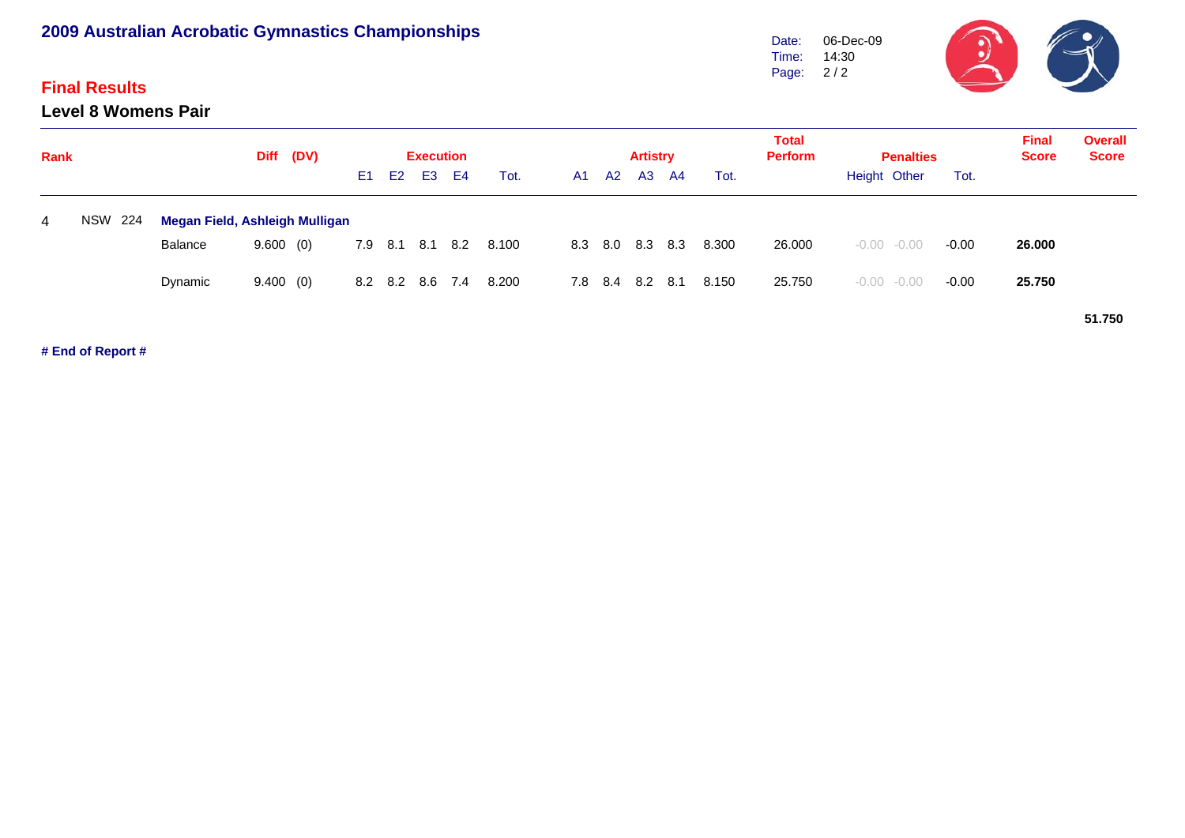# 2009 Australian Acrobatic Gymnastics Championships

Date: 06-Dec-09
Time: 14:30

## Final Results

### Level 8 Womens Pair

| Rank | | | Diff | (DV) | Execution E1 | E2 | E3 | E4 | Tot. | Artistry A1 | A2 | A3 | A4 | Tot. | Total Perform | Penalties Height | Other | Tot. | Final Score | Overall Score |
|---|---|---|---|---|---|---|---|---|---|---|---|---|---|---|---|---|---|---|---|---|
| 4 | NSW 224 | **Megan Field, Ashleigh Mulligan** | | | | | | | | | | | | | | | | | | |
| | | Balance | 9.600 | (0) | 7.9 | 8.1 | 8.1 | 8.2 | 8.100 | 8.3 | 8.0 | 8.3 | 8.3 | 8.300 | 26.000 | -0.00 | -0.00 | -0.00 | **26.000** | |
| | | Dynamic | 9.400 | (0) | 8.2 | 8.2 | 8.6 | 7.4 | 8.200 | 7.8 | 8.4 | 8.2 | 8.1 | 8.150 | 25.750 | -0.00 | -0.00 | -0.00 | **25.750** | |
| | | | | | | | | | | | | | | | | | | | | **51.750** |

**# End of Report #**